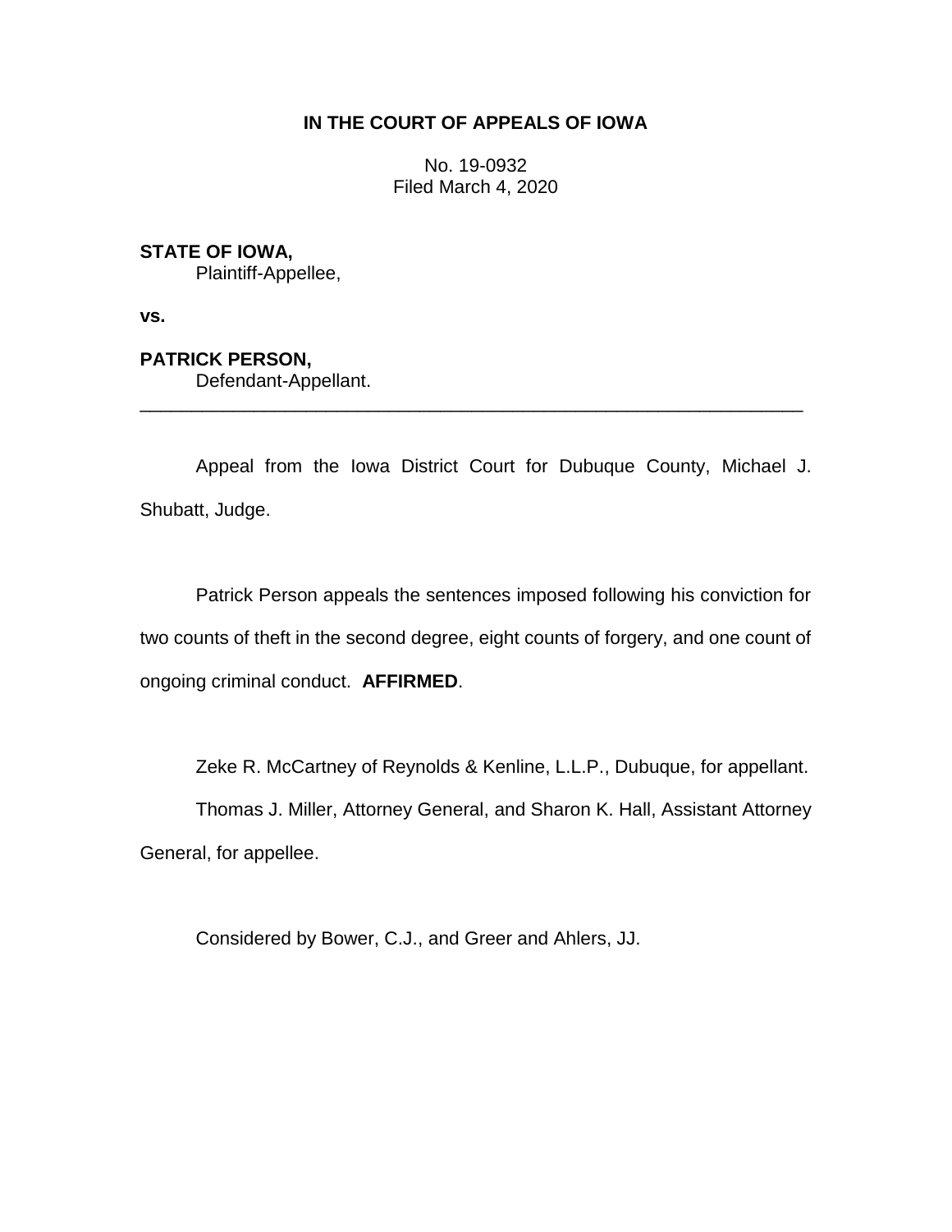**IN THE COURT OF APPEALS OF IOWA**

No. 19-0932
Filed March 4, 2020

**STATE OF IOWA,**
Plaintiff-Appellee,

**vs.**

**PATRICK PERSON,**
Defendant-Appellant.

---

Appeal from the Iowa District Court for Dubuque County, Michael J. Shubatt, Judge.

Patrick Person appeals the sentences imposed following his conviction for two counts of theft in the second degree, eight counts of forgery, and one count of ongoing criminal conduct. **AFFIRMED**.

Zeke R. McCartney of Reynolds & Kenline, L.L.P., Dubuque, for appellant.

Thomas J. Miller, Attorney General, and Sharon K. Hall, Assistant Attorney General, for appellee.

Considered by Bower, C.J., and Greer and Ahlers, JJ.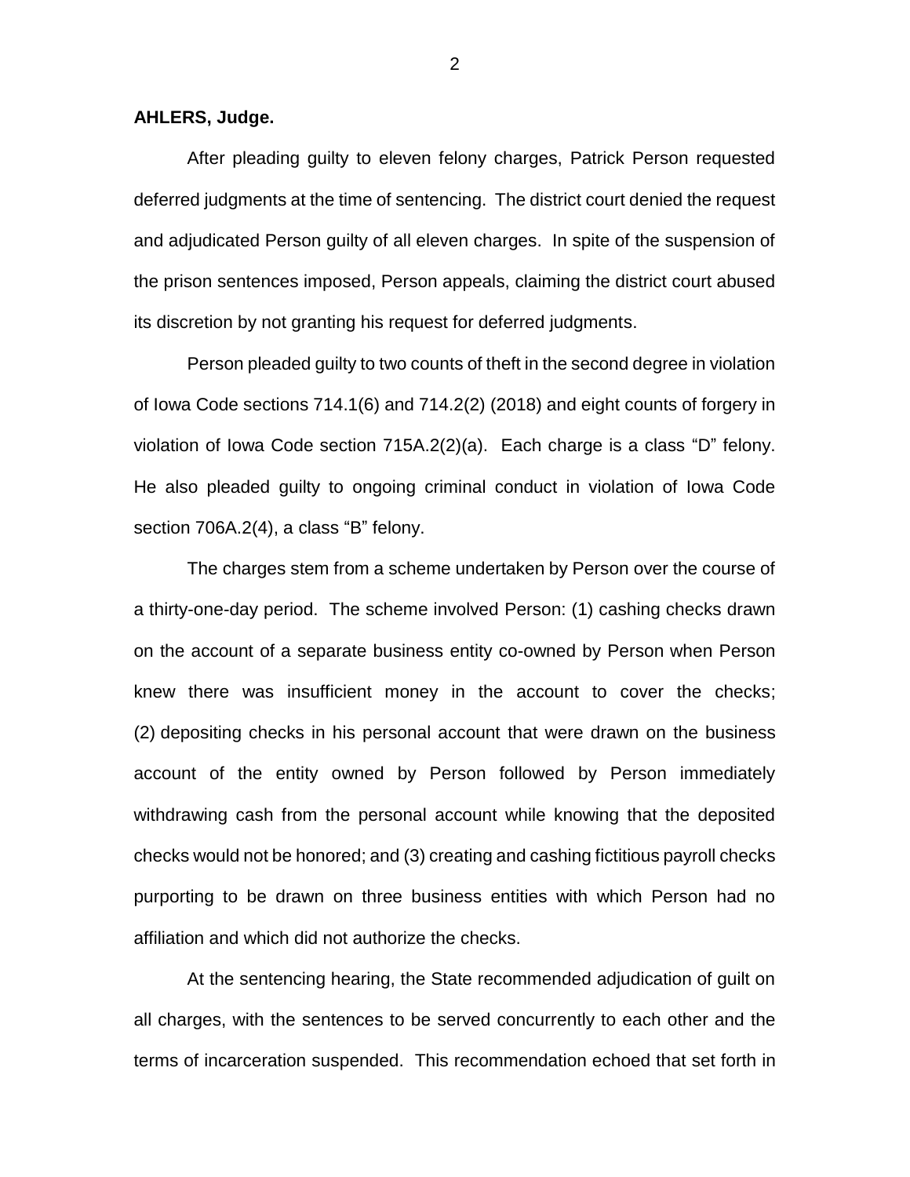**AHLERS, Judge.**

After pleading guilty to eleven felony charges, Patrick Person requested deferred judgments at the time of sentencing. The district court denied the request and adjudicated Person guilty of all eleven charges. In spite of the suspension of the prison sentences imposed, Person appeals, claiming the district court abused its discretion by not granting his request for deferred judgments.

Person pleaded guilty to two counts of theft in the second degree in violation of Iowa Code sections 714.1(6) and 714.2(2) (2018) and eight counts of forgery in violation of Iowa Code section 715A.2(2)(a). Each charge is a class "D" felony. He also pleaded guilty to ongoing criminal conduct in violation of Iowa Code section 706A.2(4), a class "B" felony.

The charges stem from a scheme undertaken by Person over the course of a thirty-one-day period. The scheme involved Person: (1) cashing checks drawn on the account of a separate business entity co-owned by Person when Person knew there was insufficient money in the account to cover the checks; (2) depositing checks in his personal account that were drawn on the business account of the entity owned by Person followed by Person immediately withdrawing cash from the personal account while knowing that the deposited checks would not be honored; and (3) creating and cashing fictitious payroll checks purporting to be drawn on three business entities with which Person had no affiliation and which did not authorize the checks.

At the sentencing hearing, the State recommended adjudication of guilt on all charges, with the sentences to be served concurrently to each other and the terms of incarceration suspended. This recommendation echoed that set forth in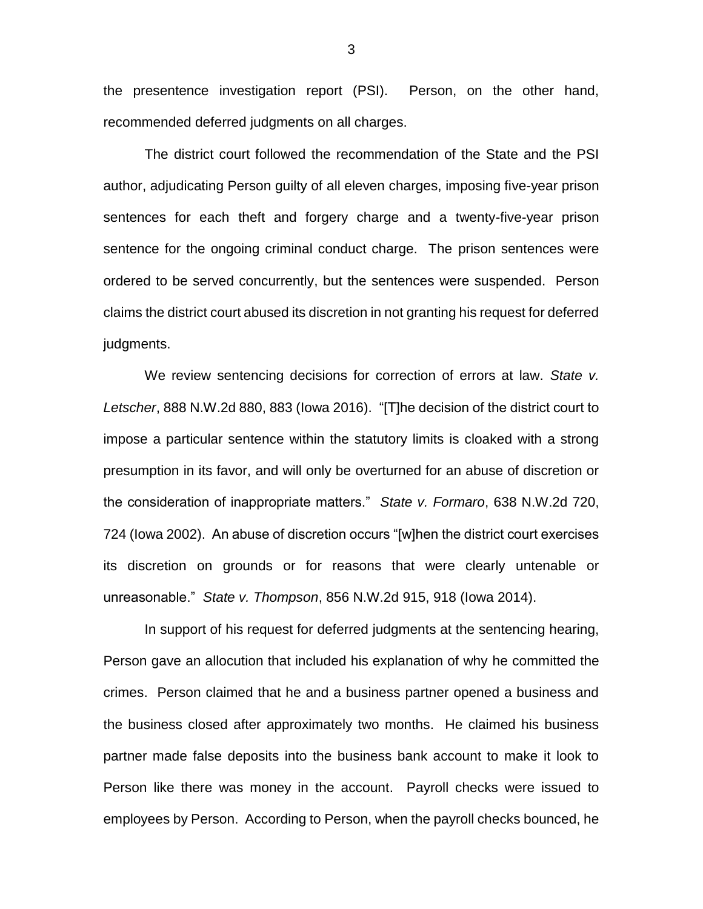the presentence investigation report (PSI). Person, on the other hand, recommended deferred judgments on all charges.

The district court followed the recommendation of the State and the PSI author, adjudicating Person guilty of all eleven charges, imposing five-year prison sentences for each theft and forgery charge and a twenty-five-year prison sentence for the ongoing criminal conduct charge. The prison sentences were ordered to be served concurrently, but the sentences were suspended. Person claims the district court abused its discretion in not granting his request for deferred judgments.

We review sentencing decisions for correction of errors at law. *State v. Letscher*, 888 N.W.2d 880, 883 (Iowa 2016). "[T]he decision of the district court to impose a particular sentence within the statutory limits is cloaked with a strong presumption in its favor, and will only be overturned for an abuse of discretion or the consideration of inappropriate matters." *State v. Formaro*, 638 N.W.2d 720, 724 (Iowa 2002). An abuse of discretion occurs "[w]hen the district court exercises its discretion on grounds or for reasons that were clearly untenable or unreasonable." *State v. Thompson*, 856 N.W.2d 915, 918 (Iowa 2014).

In support of his request for deferred judgments at the sentencing hearing, Person gave an allocution that included his explanation of why he committed the crimes. Person claimed that he and a business partner opened a business and the business closed after approximately two months. He claimed his business partner made false deposits into the business bank account to make it look to Person like there was money in the account. Payroll checks were issued to employees by Person. According to Person, when the payroll checks bounced, he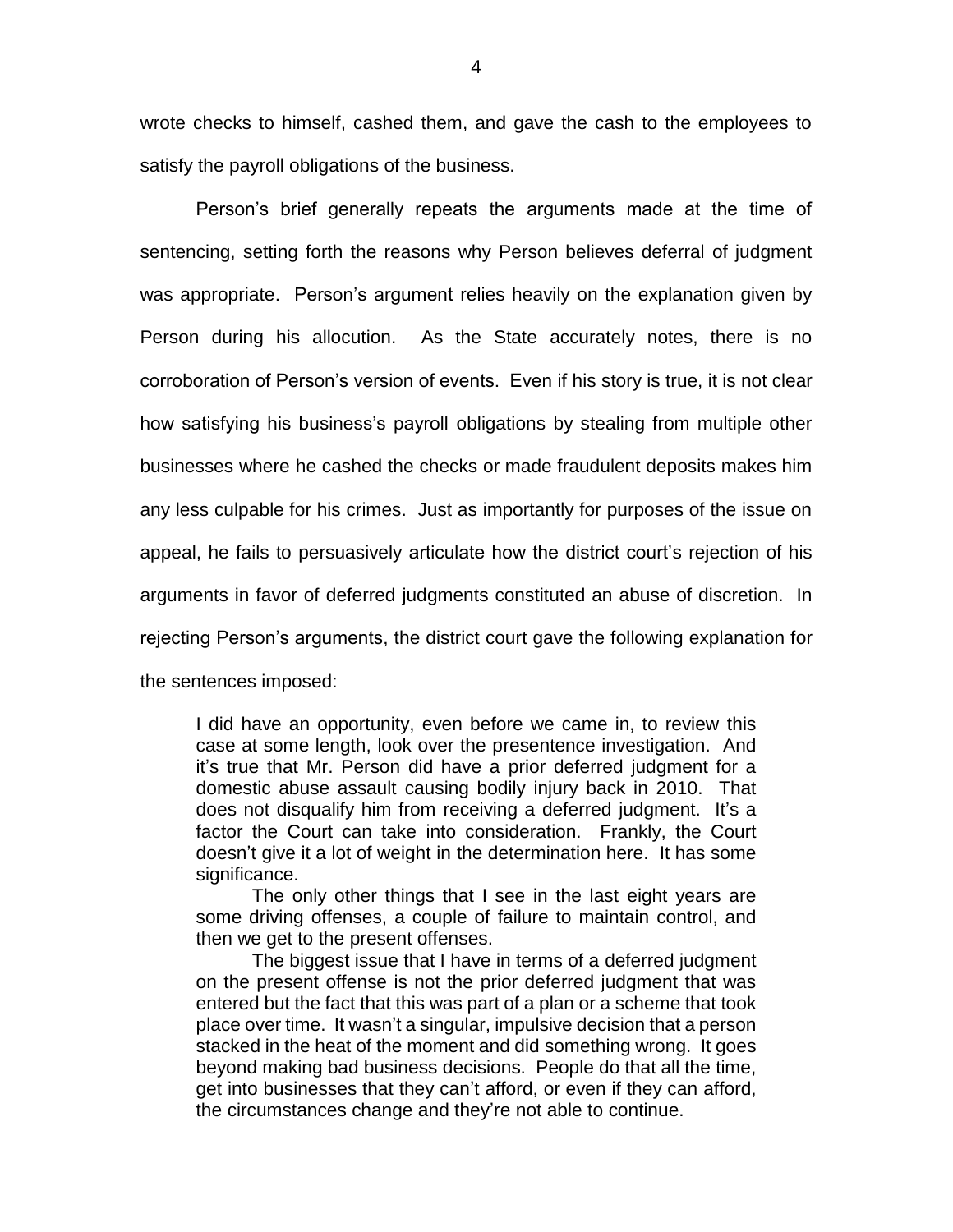wrote checks to himself, cashed them, and gave the cash to the employees to satisfy the payroll obligations of the business.

Person's brief generally repeats the arguments made at the time of sentencing, setting forth the reasons why Person believes deferral of judgment was appropriate. Person's argument relies heavily on the explanation given by Person during his allocution. As the State accurately notes, there is no corroboration of Person's version of events. Even if his story is true, it is not clear how satisfying his business's payroll obligations by stealing from multiple other businesses where he cashed the checks or made fraudulent deposits makes him any less culpable for his crimes. Just as importantly for purposes of the issue on appeal, he fails to persuasively articulate how the district court's rejection of his arguments in favor of deferred judgments constituted an abuse of discretion. In rejecting Person's arguments, the district court gave the following explanation for the sentences imposed:

> I did have an opportunity, even before we came in, to review this case at some length, look over the presentence investigation. And it's true that Mr. Person did have a prior deferred judgment for a domestic abuse assault causing bodily injury back in 2010. That does not disqualify him from receiving a deferred judgment. It's a factor the Court can take into consideration. Frankly, the Court doesn't give it a lot of weight in the determination here. It has some significance.
>
> The only other things that I see in the last eight years are some driving offenses, a couple of failure to maintain control, and then we get to the present offenses.
>
> The biggest issue that I have in terms of a deferred judgment on the present offense is not the prior deferred judgment that was entered but the fact that this was part of a plan or a scheme that took place over time. It wasn't a singular, impulsive decision that a person stacked in the heat of the moment and did something wrong. It goes beyond making bad business decisions. People do that all the time, get into businesses that they can't afford, or even if they can afford, the circumstances change and they're not able to continue.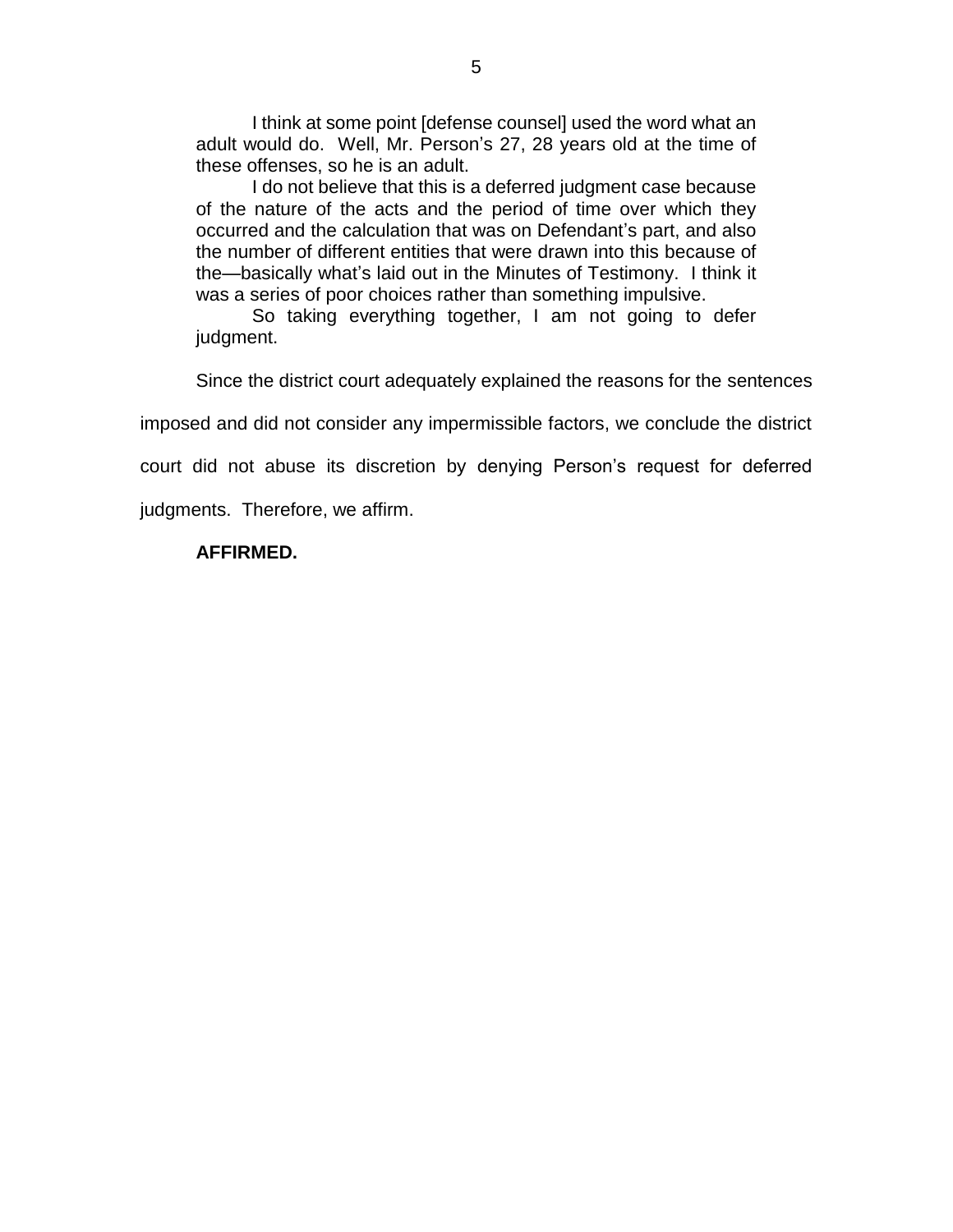> I think at some point [defense counsel] used the word what an adult would do. Well, Mr. Person's 27, 28 years old at the time of these offenses, so he is an adult.
>
> I do not believe that this is a deferred judgment case because of the nature of the acts and the period of time over which they occurred and the calculation that was on Defendant's part, and also the number of different entities that were drawn into this because of the—basically what's laid out in the Minutes of Testimony. I think it was a series of poor choices rather than something impulsive.
>
> So taking everything together, I am not going to defer judgment.

Since the district court adequately explained the reasons for the sentences imposed and did not consider any impermissible factors, we conclude the district court did not abuse its discretion by denying Person's request for deferred judgments. Therefore, we affirm.

**AFFIRMED.**